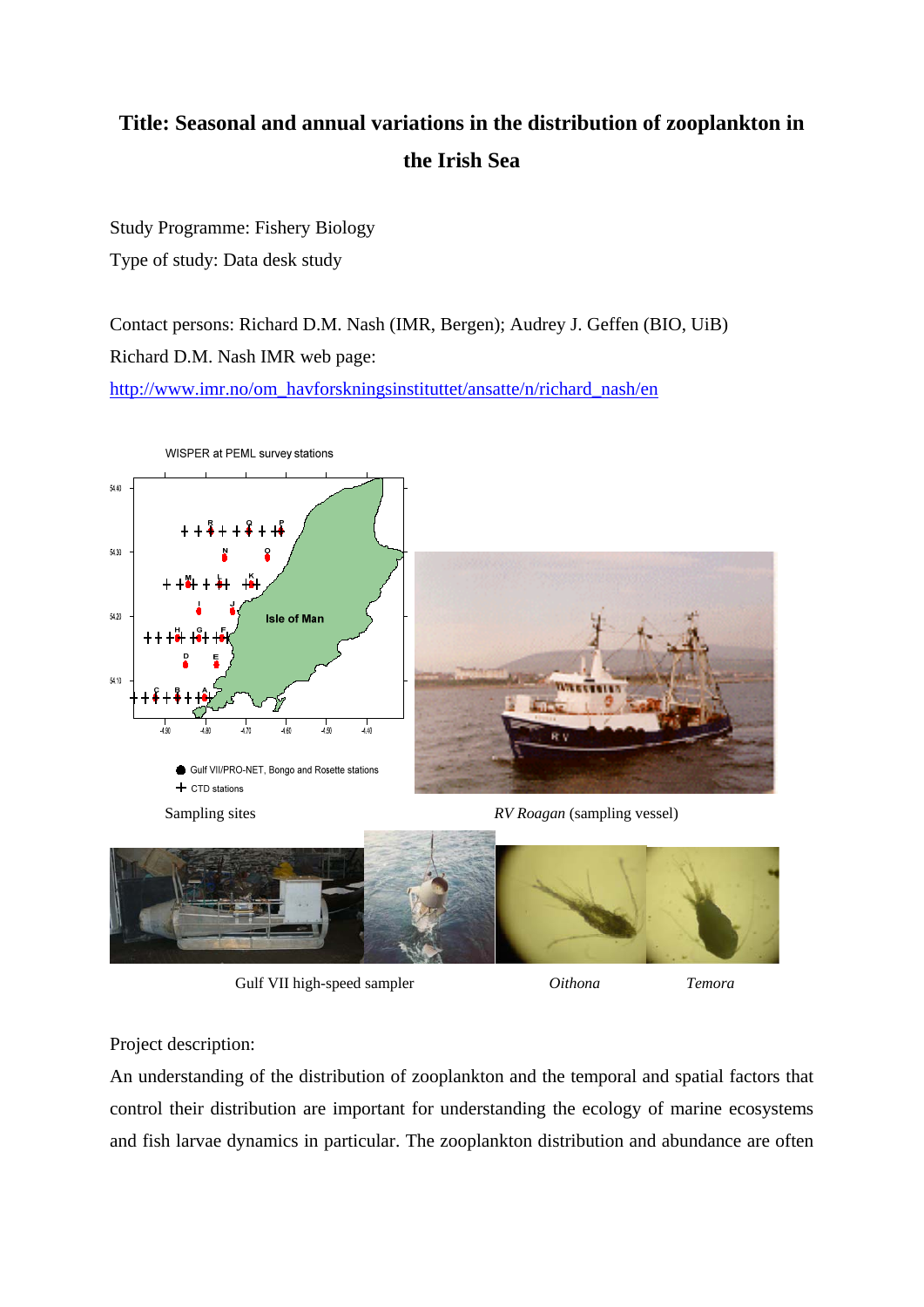# Title: Seasonal and annual variations in the distribution of zooplankton in the Irish Sea

Study Programme: Fishery Biology

Type of study: Data desk study

Contact persons: Richard D.M. Nash (IMR, Bergen); Audrey J. Geffen (BIO, UiB)

Richard D.M. Nash IMR web page:

http://www.imr.no/om_havforskningsinstituttet/ansatte/n/richard_nash/en

Sampling sites

*RV Roagan* (sampling vessel)

Gulf VII high-speed sampler

*Oithona*

*Temora*

Project description:

An understanding of the distribution of zooplankton and the temporal and spatial factors that control their distribution are important for understanding the ecology of marine ecosystems and fish larvae dynamics in particular. The zooplankton distribution and abundance are often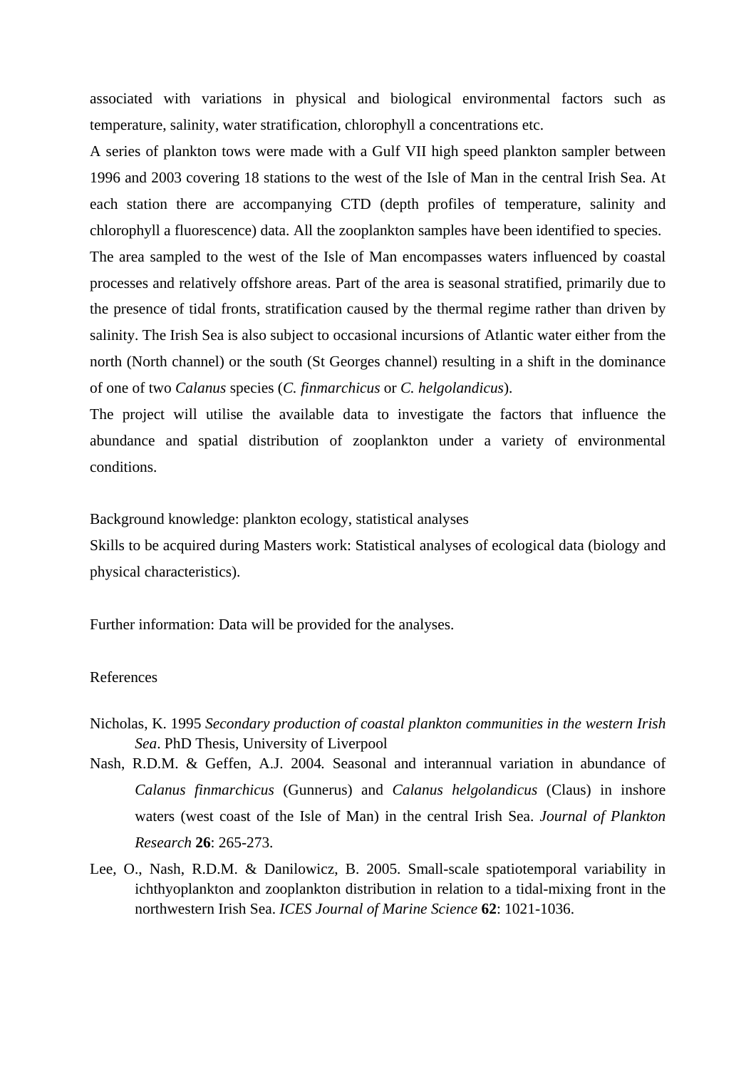associated with variations in physical and biological environmental factors such as temperature, salinity, water stratification, chlorophyll a concentrations etc.

A series of plankton tows were made with a Gulf VII high speed plankton sampler between 1996 and 2003 covering 18 stations to the west of the Isle of Man in the central Irish Sea. At each station there are accompanying CTD (depth profiles of temperature, salinity and chlorophyll a fluorescence) data. All the zooplankton samples have been identified to species.

The area sampled to the west of the Isle of Man encompasses waters influenced by coastal processes and relatively offshore areas. Part of the area is seasonal stratified, primarily due to the presence of tidal fronts, stratification caused by the thermal regime rather than driven by salinity. The Irish Sea is also subject to occasional incursions of Atlantic water either from the north (North channel) or the south (St Georges channel) resulting in a shift in the dominance of one of two *Calanus* species (*C. finmarchicus* or *C. helgolandicus*).

The project will utilise the available data to investigate the factors that influence the abundance and spatial distribution of zooplankton under a variety of environmental conditions.

Background knowledge: plankton ecology, statistical analyses

Skills to be acquired during Masters work: Statistical analyses of ecological data (biology and physical characteristics).

Further information: Data will be provided for the analyses.

References

Nicholas, K. 1995 *Secondary production of coastal plankton communities in the western Irish Sea*. PhD Thesis, University of Liverpool

Nash, R.D.M. & Geffen, A.J. 2004. Seasonal and interannual variation in abundance of *Calanus finmarchicus* (Gunnerus) and *Calanus helgolandicus* (Claus) in inshore waters (west coast of the Isle of Man) in the central Irish Sea. *Journal of Plankton Research* **26**: 265-273.

Lee, O., Nash, R.D.M. & Danilowicz, B. 2005. Small-scale spatiotemporal variability in ichthyoplankton and zooplankton distribution in relation to a tidal-mixing front in the northwestern Irish Sea. *ICES Journal of Marine Science* **62**: 1021-1036.